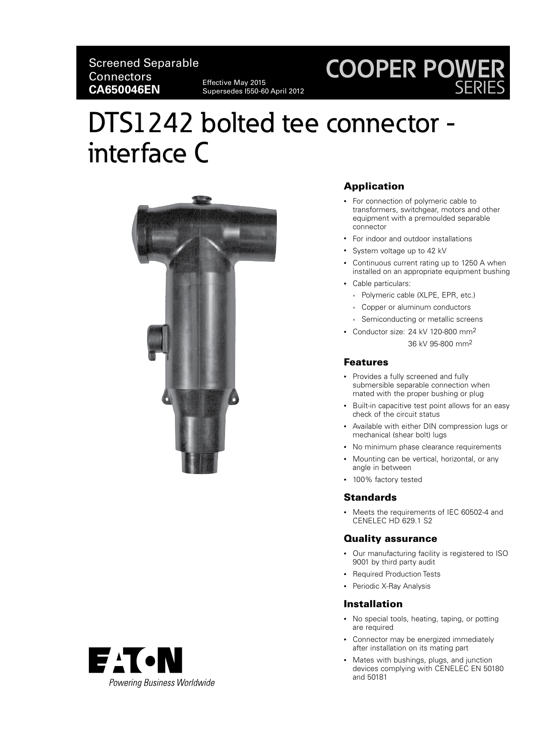Screened Separable Connectors
**CA650046EN**

Effective May 2015
Supersedes I550-60 April 2012

COOPER POWER SERIES

# DTS1242 bolted tee connector - interface C

## Application

- For connection of polymeric cable to transformers, switchgear, motors and other equipment with a premoulded separable connector
- For indoor and outdoor installations
- System voltage up to 42 kV
- Continuous current rating up to 1250 A when installed on an appropriate equipment bushing
- Cable particulars:
  - Polymeric cable (XLPE, EPR, etc.)
  - Copper or aluminum conductors
  - Semiconducting or metallic screens
- Conductor size: 24 kV 120-800 $mm^2$
  36 kV 95-800 $mm^2$

## Features

- Provides a fully screened and fully submersible separable connection when mated with the proper bushing or plug
- Built-in capacitive test point allows for an easy check of the circuit status
- Available with either DIN compression lugs or mechanical (shear bolt) lugs
- No minimum phase clearance requirements
- Mounting can be vertical, horizontal, or any angle in between
- 100% factory tested

## Standards

- Meets the requirements of IEC 60502-4 and CENELEC HD 629.1 S2

## Quality assurance

- Our manufacturing facility is registered to ISO 9001 by third party audit
- Required Production Tests
- Periodic X-Ray Analysis

## Installation

- No special tools, heating, taping, or potting are required
- Connector may be energized immediately after installation on its mating part
- Mates with bushings, plugs, and junction devices complying with CENELEC EN 50180 and 50181

EATON
Powering Business Worldwide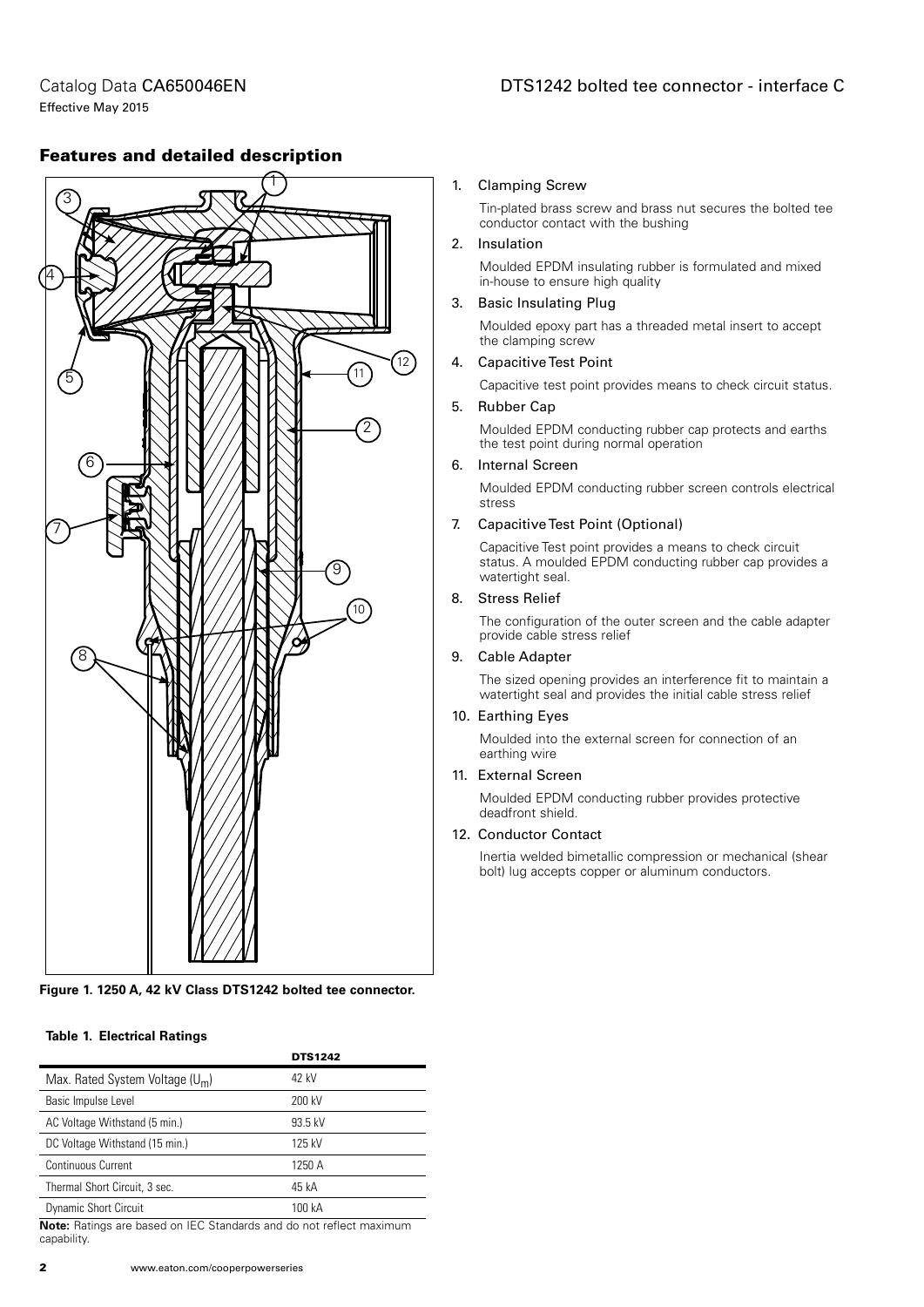## Features and detailed description

Figure 1. 1250 A, 42 kV Class DTS1242 bolted tee connector.

1. Clamping Screw

   Tin-plated brass screw and brass nut secures the bolted tee conductor contact with the bushing

2. Insulation

   Moulded EPDM insulating rubber is formulated and mixed in-house to ensure high quality

3. Basic Insulating Plug

   Moulded epoxy part has a threaded metal insert to accept the clamping screw

4. Capacitive Test Point

   Capacitive test point provides means to check circuit status.

5. Rubber Cap

   Moulded EPDM conducting rubber cap protects and earths the test point during normal operation

6. Internal Screen

   Moulded EPDM conducting rubber screen controls electrical stress

7. Capacitive Test Point (Optional)

   Capacitive Test point provides a means to check circuit status. A moulded EPDM conducting rubber cap provides a watertight seal.

8. Stress Relief

   The configuration of the outer screen and the cable adapter provide cable stress relief

9. Cable Adapter

   The sized opening provides an interference fit to maintain a watertight seal and provides the initial cable stress relief

10. Earthing Eyes

    Moulded into the external screen for connection of an earthing wire

11. External Screen

    Moulded EPDM conducting rubber provides protective deadfront shield.

12. Conductor Contact

    Inertia welded bimetallic compression or mechanical (shear bolt) lug accepts copper or aluminum conductors.

**Table 1. Electrical Ratings**

| | DTS1242 |
|---|---|
| Max. Rated System Voltage ($U_m$) | 42 kV |
| Basic Impulse Level | 200 kV |
| AC Voltage Withstand (5 min.) | 93.5 kV |
| DC Voltage Withstand (15 min.) | 125 kV |
| Continuous Current | 1250 A |
| Thermal Short Circuit, 3 sec. | 45 kA |
| Dynamic Short Circuit | 100 kA |

**Note:** Ratings are based on IEC Standards and do not reflect maximum capability.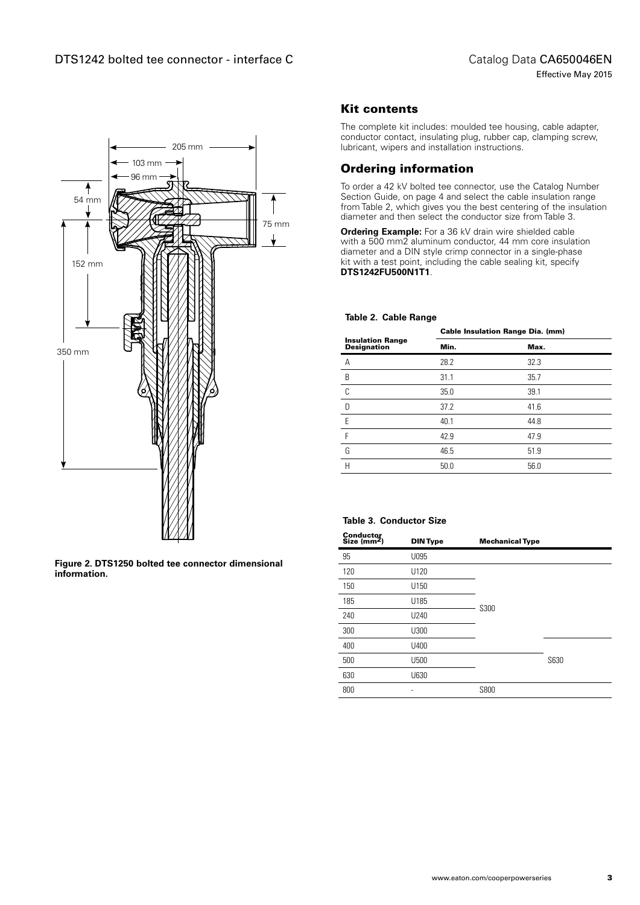Figure 2. DTS1250 bolted tee connector dimensional information.

## Kit contents

The complete kit includes: moulded tee housing, cable adapter, conductor contact, insulating plug, rubber cap, clamping screw, lubricant, wipers and installation instructions.

## Ordering information

To order a 42 kV bolted tee connector, use the Catalog Number Section Guide, on page 4 and select the cable insulation range from Table 2, which gives you the best centering of the insulation diameter and then select the conductor size from Table 3.

**Ordering Example:** For a 36 kV drain wire shielded cable with a 500 mm2 aluminum conductor, 44 mm core insulation diameter and a DIN style crimp connector in a single-phase kit with a test point, including the cable sealing kit, specify **DTS1242FU500N1T1**.

**Table 2. Cable Range**

| Insulation Range Designation | Cable Insulation Range Dia. (mm) | |
|---|---|---|
| | Min. | Max. |
| A | 28.2 | 32.3 |
| B | 31.1 | 35.7 |
| C | 35.0 | 39.1 |
| D | 37.2 | 41.6 |
| E | 40.1 | 44.8 |
| F | 42.9 | 47.9 |
| G | 46.5 | 51.9 |
| H | 50.0 | 56.0 |

**Table 3. Conductor Size**

| Conductor Size ($mm^2$) | DIN Type | Mechanical Type | |
|---|---|---|---|
| 95 | U095 | | |
| 120 | U120 | S300 | |
| 150 | U150 | S300 | |
| 185 | U185 | S300 | |
| 240 | U240 | S300 | |
| 300 | U300 | S300 | |
| 400 | U400 | S300 | S630 |
| 500 | U500 | | S630 |
| 630 | U630 | | S630 |
| 800 | - | S800 | |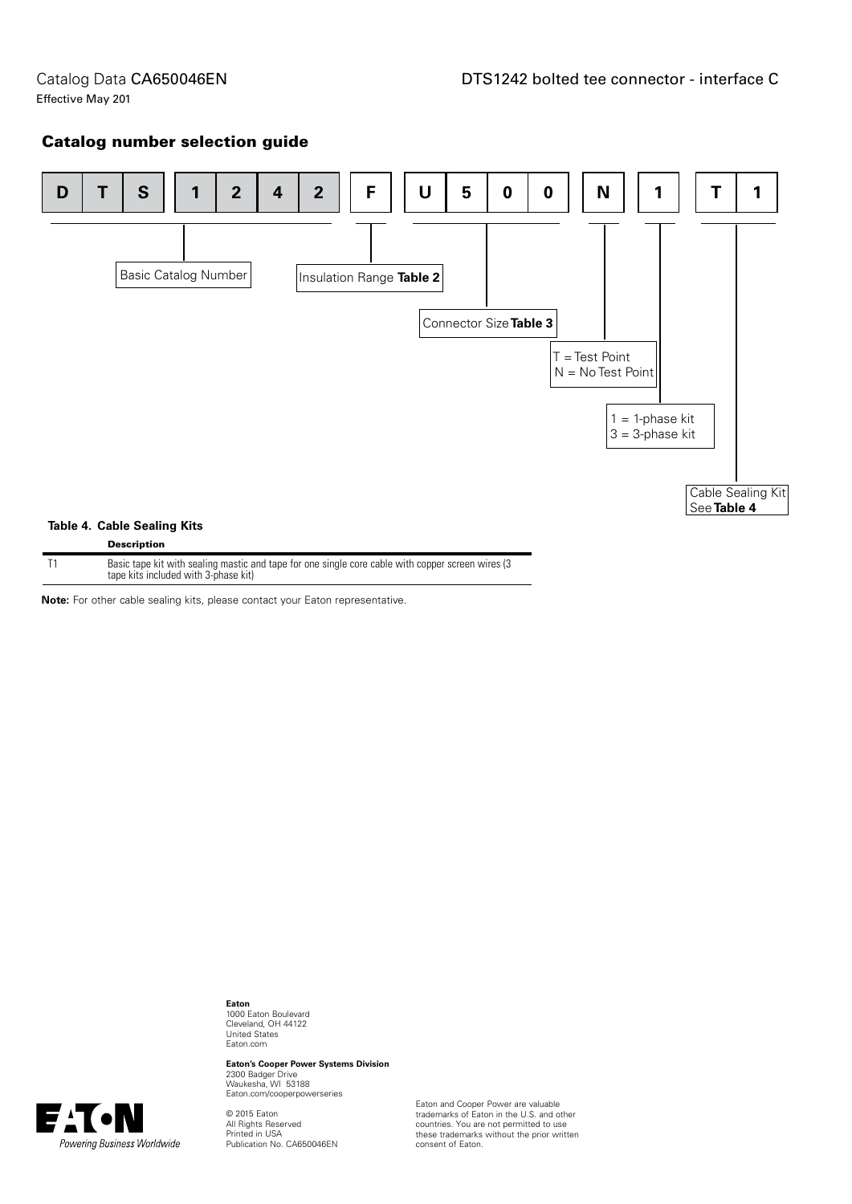## Catalog number selection guide

| D | T | S | 1 | 2 | 4 | 2 | F | U | 5 | 0 | 0 | N | 1 | T | 1 |
|---|---|---|---|---|---|---|---|---|---|---|---|---|---|---|---|

Basic Catalog Number

Insulation Range **Table 2**

Connector Size **Table 3**

T = Test Point
N = No Test Point

1 = 1-phase kit
3 = 3-phase kit

Cable Sealing Kit See **Table 4**

**Table 4. Cable Sealing Kits**

| | Description |
|---|---|
| T1 | Basic tape kit with sealing mastic and tape for one single core cable with copper screen wires (3 tape kits included with 3-phase kit) |

**Note:** For other cable sealing kits, please contact your Eaton representative.

**Eaton**
1000 Eaton Boulevard
Cleveland, OH 44122
United States
Eaton.com

**Eaton's Cooper Power Systems Division**
2300 Badger Drive
Waukesha, WI 53188
Eaton.com/cooperpowerseries

© 2015 Eaton
All Rights Reserved
Printed in USA
Publication No. CA650046EN

Eaton and Cooper Power are valuable trademarks of Eaton in the U.S. and other countries. You are not permitted to use these trademarks without the prior written consent of Eaton.

Powering Business Worldwide